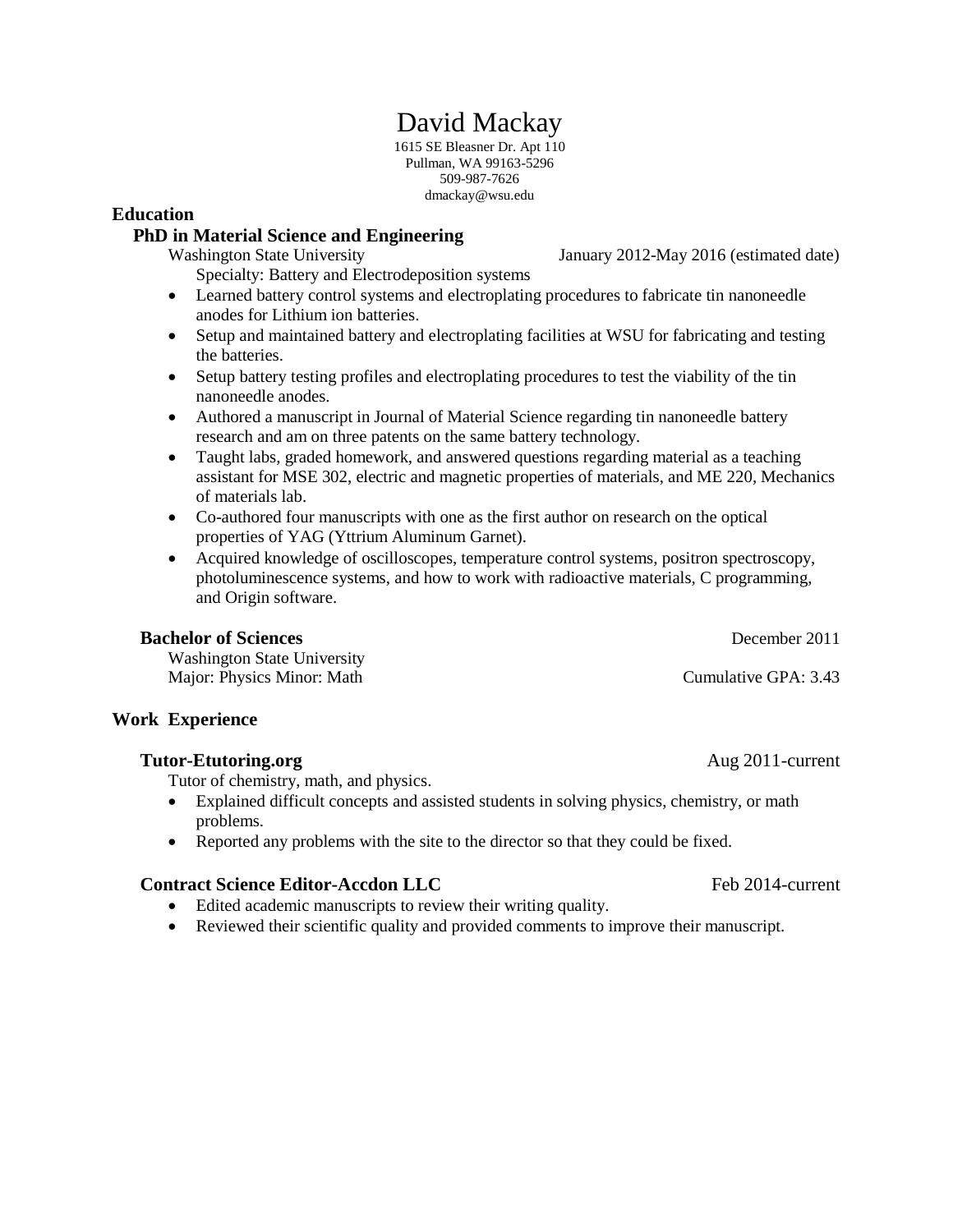# David Mackay

1615 SE Bleasner Dr. Apt 110
Pullman, WA 99163-5296
509-987-7626
dmackay@wsu.edu

## Education

### PhD in Material Science and Engineering

Washington State University — January 2012-May 2016 (estimated date)

Specialty: Battery and Electrodeposition systems

- Learned battery control systems and electroplating procedures to fabricate tin nanoneedle anodes for Lithium ion batteries.
- Setup and maintained battery and electroplating facilities at WSU for fabricating and testing the batteries.
- Setup battery testing profiles and electroplating procedures to test the viability of the tin nanoneedle anodes.
- Authored a manuscript in Journal of Material Science regarding tin nanoneedle battery research and am on three patents on the same battery technology.
- Taught labs, graded homework, and answered questions regarding material as a teaching assistant for MSE 302, electric and magnetic properties of materials, and ME 220, Mechanics of materials lab.
- Co-authored four manuscripts with one as the first author on research on the optical properties of YAG (Yttrium Aluminum Garnet).
- Acquired knowledge of oscilloscopes, temperature control systems, positron spectroscopy, photoluminescence systems, and how to work with radioactive materials, C programming, and Origin software.

### Bachelor of Sciences

December 2011

Washington State University

Major: Physics Minor: Math — Cumulative GPA: 3.43

## Work Experience

### Tutor-Etutoring.org

Aug 2011-current

Tutor of chemistry, math, and physics.

- Explained difficult concepts and assisted students in solving physics, chemistry, or math problems.
- Reported any problems with the site to the director so that they could be fixed.

### Contract Science Editor-Accdon LLC

Feb 2014-current

- Edited academic manuscripts to review their writing quality.
- Reviewed their scientific quality and provided comments to improve their manuscript.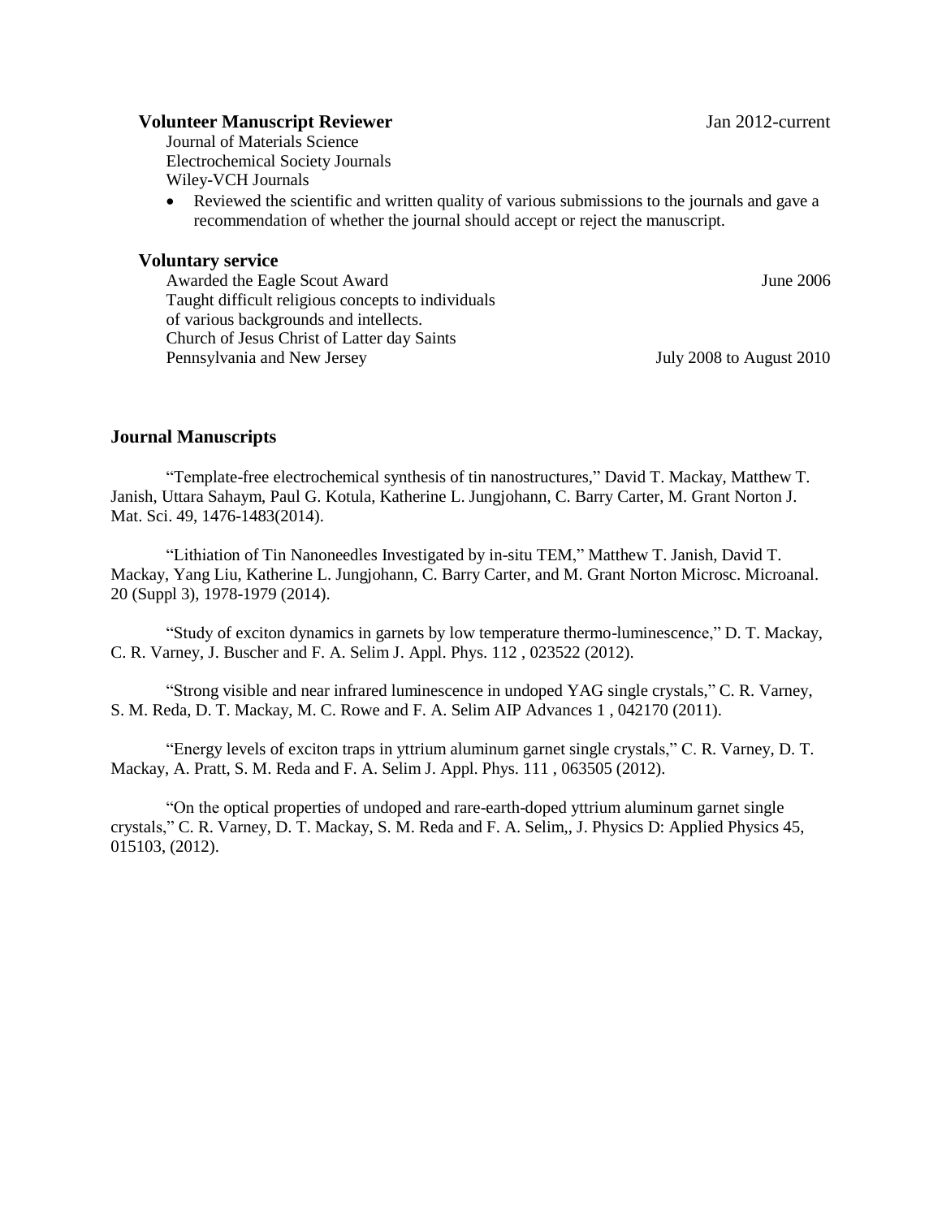**Volunteer Manuscript Reviewer** Jan 2012-current

Journal of Materials Science
Electrochemical Society Journals
Wiley-VCH Journals

- Reviewed the scientific and written quality of various submissions to the journals and gave a recommendation of whether the journal should accept or reject the manuscript.

**Voluntary service**

Awarded the Eagle Scout Award June 2006
Taught difficult religious concepts to individuals of various backgrounds and intellects.
Church of Jesus Christ of Latter day Saints
Pennsylvania and New Jersey July 2008 to August 2010

## Journal Manuscripts

"Template-free electrochemical synthesis of tin nanostructures," David T. Mackay, Matthew T. Janish, Uttara Sahaym, Paul G. Kotula, Katherine L. Jungjohann, C. Barry Carter, M. Grant Norton J. Mat. Sci. 49, 1476-1483(2014).

"Lithiation of Tin Nanoneedles Investigated by in-situ TEM," Matthew T. Janish, David T. Mackay, Yang Liu, Katherine L. Jungjohann, C. Barry Carter, and M. Grant Norton Microsc. Microanal. 20 (Suppl 3), 1978-1979 (2014).

"Study of exciton dynamics in garnets by low temperature thermo-luminescence," D. T. Mackay, C. R. Varney, J. Buscher and F. A. Selim J. Appl. Phys. 112 , 023522 (2012).

"Strong visible and near infrared luminescence in undoped YAG single crystals," C. R. Varney, S. M. Reda, D. T. Mackay, M. C. Rowe and F. A. Selim AIP Advances 1 , 042170 (2011).

"Energy levels of exciton traps in yttrium aluminum garnet single crystals," C. R. Varney, D. T. Mackay, A. Pratt, S. M. Reda and F. A. Selim J. Appl. Phys. 111 , 063505 (2012).

"On the optical properties of undoped and rare-earth-doped yttrium aluminum garnet single crystals," C. R. Varney, D. T. Mackay, S. M. Reda and F. A. Selim,, J. Physics D: Applied Physics 45, 015103, (2012).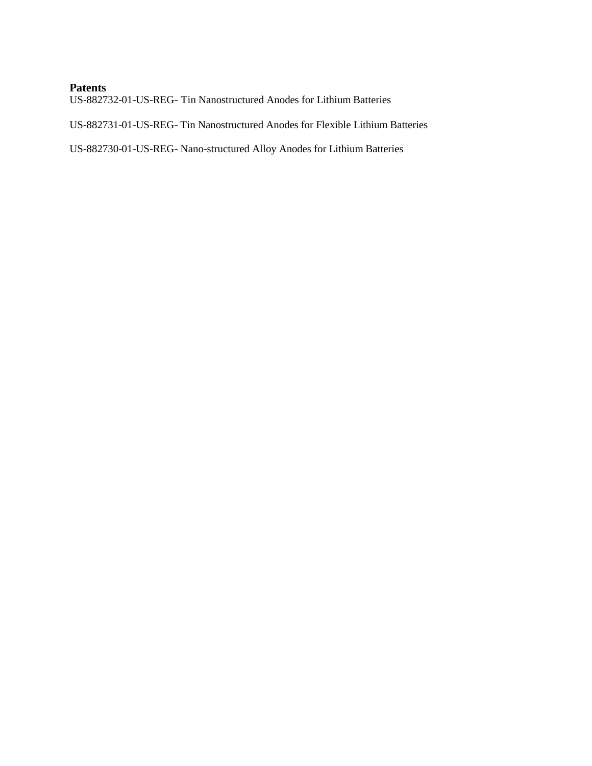**Patents**

US-882732-01-US-REG- Tin Nanostructured Anodes for Lithium Batteries

US-882731-01-US-REG- Tin Nanostructured Anodes for Flexible Lithium Batteries

US-882730-01-US-REG- Nano-structured Alloy Anodes for Lithium Batteries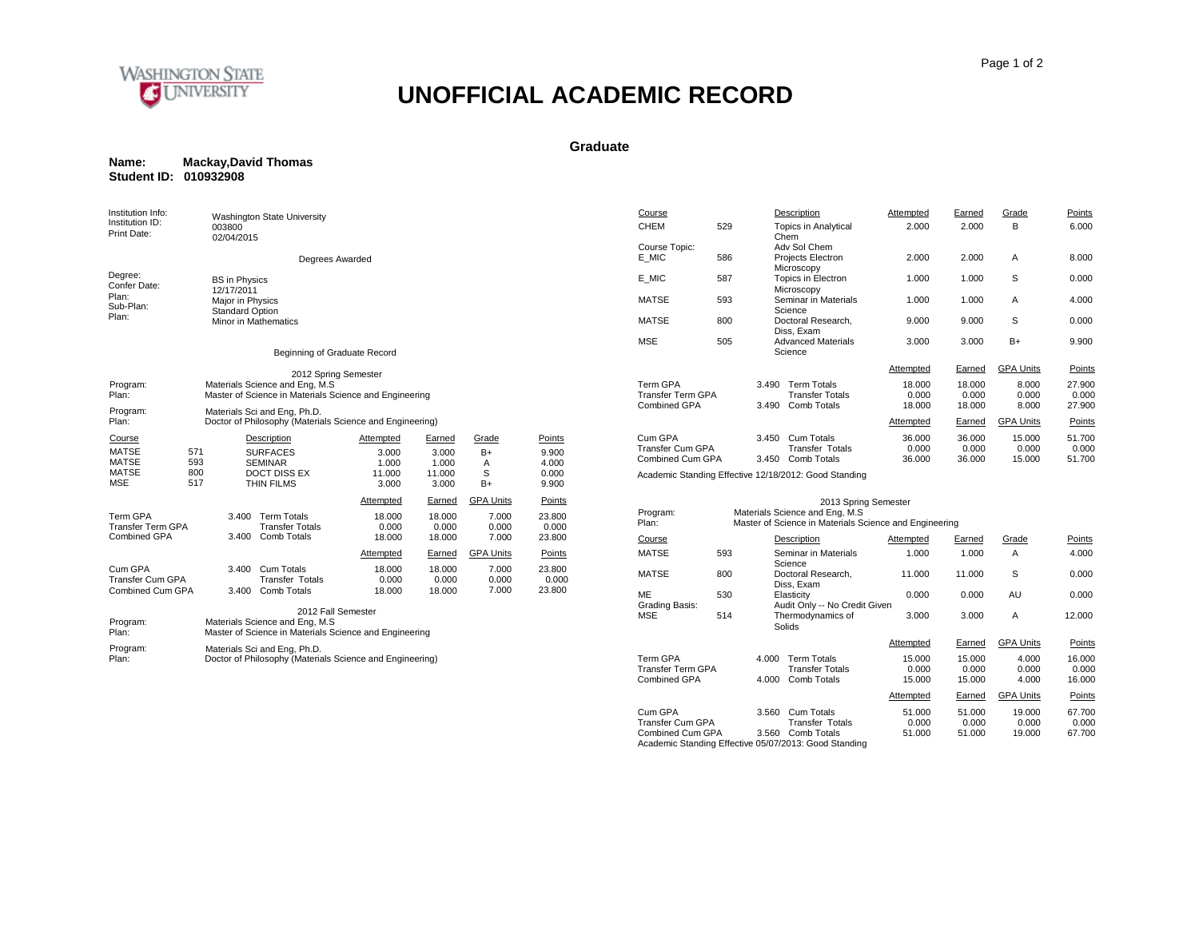# UNOFFICIAL ACADEMIC RECORD

**Graduate**

**Name:** Mackay,David Thomas
**Student ID:** 010932908

Institution Info: Washington State University
Institution ID: 003800
Print Date: 02/04/2015

Degrees Awarded

Degree: BS in Physics
Confer Date: 12/17/2011
Plan: Major in Physics
Sub-Plan: Standard Option
Plan: Minor in Mathematics

Beginning of Graduate Record

## 2012 Spring Semester

Program: Materials Science and Eng, M.S
Plan: Master of Science in Materials Science and Engineering

Program: Materials Sci and Eng, Ph.D.
Plan: Doctor of Philosophy (Materials Science and Engineering)

| Course | | Description | Attempted | Earned | Grade | Points |
|---|---|---|---|---|---|---|
| MATSE | 571 | SURFACES | 3.000 | 3.000 | B+ | 9.900 |
| MATSE | 593 | SEMINAR | 1.000 | 1.000 | A | 4.000 |
| MATSE | 800 | DOCT DISS EX | 11.000 | 11.000 | S | 0.000 |
| MSE | 517 | THIN FILMS | 3.000 | 3.000 | B+ | 9.900 |

| | | | Attempted | Earned | GPA Units | Points |
|---|---|---|---|---|---|---|
| Term GPA | 3.400 | Term Totals | 18.000 | 18.000 | 7.000 | 23.800 |
| Transfer Term GPA | | Transfer Totals | 0.000 | 0.000 | 0.000 | 0.000 |
| Combined GPA | 3.400 | Comb Totals | 18.000 | 18.000 | 7.000 | 23.800 |

| | | | Attempted | Earned | GPA Units | Points |
|---|---|---|---|---|---|---|
| Cum GPA | 3.400 | Cum Totals | 18.000 | 18.000 | 7.000 | 23.800 |
| Transfer Cum GPA | | Transfer Totals | 0.000 | 0.000 | 0.000 | 0.000 |
| Combined Cum GPA | 3.400 | Comb Totals | 18.000 | 18.000 | 7.000 | 23.800 |

## 2012 Fall Semester

Program: Materials Science and Eng, M.S
Plan: Master of Science in Materials Science and Engineering

Program: Materials Sci and Eng, Ph.D.
Plan: Doctor of Philosophy (Materials Science and Engineering)

| Course | | Description | Attempted | Earned | Grade | Points |
|---|---|---|---|---|---|---|
| CHEM | 529 | Topics in Analytical Chem | 2.000 | 2.000 | B | 6.000 |
| Course Topic: | | Adv Sol Chem | | | | |
| E_MIC | 586 | Projects Electron Microscopy | 2.000 | 2.000 | A | 8.000 |
| E_MIC | 587 | Topics in Electron Microscopy | 1.000 | 1.000 | S | 0.000 |
| MATSE | 593 | Seminar in Materials Science | 1.000 | 1.000 | A | 4.000 |
| MATSE | 800 | Doctoral Research, Diss, Exam | 9.000 | 9.000 | S | 0.000 |
| MSE | 505 | Advanced Materials Science | 3.000 | 3.000 | B+ | 9.900 |

| | | | Attempted | Earned | GPA Units | Points |
|---|---|---|---|---|---|---|
| Term GPA | 3.490 | Term Totals | 18.000 | 18.000 | 8.000 | 27.900 |
| Transfer Term GPA | | Transfer Totals | 0.000 | 0.000 | 0.000 | 0.000 |
| Combined GPA | 3.490 | Comb Totals | 18.000 | 18.000 | 8.000 | 27.900 |

| | | | Attempted | Earned | GPA Units | Points |
|---|---|---|---|---|---|---|
| Cum GPA | 3.450 | Cum Totals | 36.000 | 36.000 | 15.000 | 51.700 |
| Transfer Cum GPA | | Transfer Totals | 0.000 | 0.000 | 0.000 | 0.000 |
| Combined Cum GPA | 3.450 | Comb Totals | 36.000 | 36.000 | 15.000 | 51.700 |

Academic Standing Effective 12/18/2012: Good Standing

## 2013 Spring Semester

Program: Materials Science and Eng, M.S
Plan: Master of Science in Materials Science and Engineering

| Course | | Description | Attempted | Earned | Grade | Points |
|---|---|---|---|---|---|---|
| MATSE | 593 | Seminar in Materials Science | 1.000 | 1.000 | A | 4.000 |
| MATSE | 800 | Doctoral Research, Diss, Exam | 11.000 | 11.000 | S | 0.000 |
| ME | 530 | Elasticity | 0.000 | 0.000 | AU | 0.000 |
| Grading Basis: | | Audit Only -- No Credit Given | | | | |
| MSE | 514 | Thermodynamics of Solids | 3.000 | 3.000 | A | 12.000 |

| | | | Attempted | Earned | GPA Units | Points |
|---|---|---|---|---|---|---|
| Term GPA | 4.000 | Term Totals | 15.000 | 15.000 | 4.000 | 16.000 |
| Transfer Term GPA | | Transfer Totals | 0.000 | 0.000 | 0.000 | 0.000 |
| Combined GPA | 4.000 | Comb Totals | 15.000 | 15.000 | 4.000 | 16.000 |

| | | | Attempted | Earned | GPA Units | Points |
|---|---|---|---|---|---|---|
| Cum GPA | 3.560 | Cum Totals | 51.000 | 51.000 | 19.000 | 67.700 |
| Transfer Cum GPA | | Transfer Totals | 0.000 | 0.000 | 0.000 | 0.000 |
| Combined Cum GPA | 3.560 | Comb Totals | 51.000 | 51.000 | 19.000 | 67.700 |

Academic Standing Effective 05/07/2013: Good Standing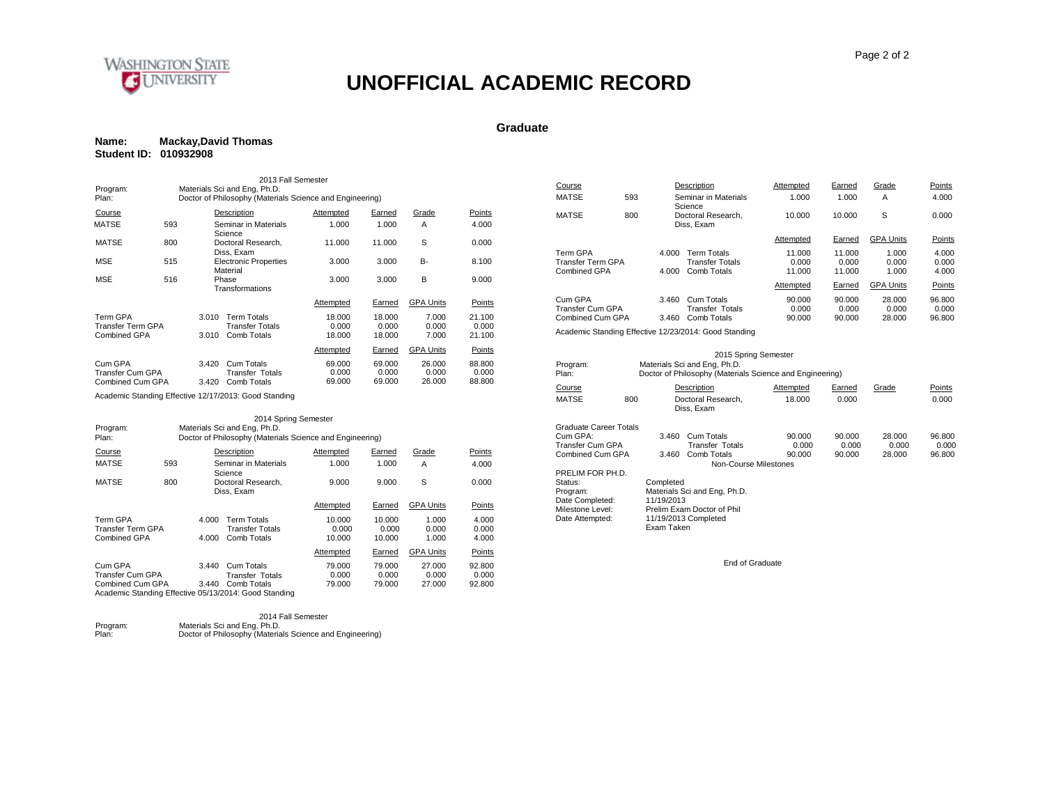WASHINGTON STATE UNIVERSITY

# UNOFFICIAL ACADEMIC RECORD

## Graduate

**Name:** Mackay,David Thomas
**Student ID:** 010932908

### 2013 Fall Semester

Program: Materials Sci and Eng, Ph.D.
Plan: Doctor of Philosophy (Materials Science and Engineering)

| Course | | Description | Attempted | Earned | Grade | Points |
|---|---|---|---|---|---|---|
| MATSE | 593 | Seminar in Materials Science | 1.000 | 1.000 | A | 4.000 |
| MATSE | 800 | Doctoral Research, Diss, Exam | 11.000 | 11.000 | S | 0.000 |
| MSE | 515 | Electronic Properties Material | 3.000 | 3.000 | B- | 8.100 |
| MSE | 516 | Phase Transformations | 3.000 | 3.000 | B | 9.000 |

| | | | Attempted | Earned | GPA Units | Points |
|---|---|---|---|---|---|---|
| Term GPA | 3.010 | Term Totals | 18.000 | 18.000 | 7.000 | 21.100 |
| Transfer Term GPA | | Transfer Totals | 0.000 | 0.000 | 0.000 | 0.000 |
| Combined GPA | 3.010 | Comb Totals | 18.000 | 18.000 | 7.000 | 21.100 |

| | | | Attempted | Earned | GPA Units | Points |
|---|---|---|---|---|---|---|
| Cum GPA | 3.420 | Cum Totals | 69.000 | 69.000 | 26.000 | 88.800 |
| Transfer Cum GPA | | Transfer Totals | 0.000 | 0.000 | 0.000 | 0.000 |
| Combined Cum GPA | 3.420 | Comb Totals | 69.000 | 69.000 | 26.000 | 88.800 |

Academic Standing Effective 12/17/2013: Good Standing

### 2014 Spring Semester

Program: Materials Sci and Eng, Ph.D.
Plan: Doctor of Philosophy (Materials Science and Engineering)

| Course | | Description | Attempted | Earned | Grade | Points |
|---|---|---|---|---|---|---|
| MATSE | 593 | Seminar in Materials Science | 1.000 | 1.000 | A | 4.000 |
| MATSE | 800 | Doctoral Research, Diss, Exam | 9.000 | 9.000 | S | 0.000 |

| | | | Attempted | Earned | GPA Units | Points |
|---|---|---|---|---|---|---|
| Term GPA | 4.000 | Term Totals | 10.000 | 10.000 | 1.000 | 4.000 |
| Transfer Term GPA | | Transfer Totals | 0.000 | 0.000 | 0.000 | 0.000 |
| Combined GPA | 4.000 | Comb Totals | 10.000 | 10.000 | 1.000 | 4.000 |

| | | | Attempted | Earned | GPA Units | Points |
|---|---|---|---|---|---|---|
| Cum GPA | 3.440 | Cum Totals | 79.000 | 79.000 | 27.000 | 92.800 |
| Transfer Cum GPA | | Transfer Totals | 0.000 | 0.000 | 0.000 | 0.000 |
| Combined Cum GPA | 3.440 | Comb Totals | 79.000 | 79.000 | 27.000 | 92.800 |

Academic Standing Effective 05/13/2014: Good Standing

### 2014 Fall Semester

Program: Materials Sci and Eng, Ph.D.
Plan: Doctor of Philosophy (Materials Science and Engineering)

| Course | | Description | Attempted | Earned | Grade | Points |
|---|---|---|---|---|---|---|
| MATSE | 593 | Seminar in Materials Science | 1.000 | 1.000 | A | 4.000 |
| MATSE | 800 | Doctoral Research, Diss, Exam | 10.000 | 10.000 | S | 0.000 |

| | | | Attempted | Earned | GPA Units | Points |
|---|---|---|---|---|---|---|
| Term GPA | 4.000 | Term Totals | 11.000 | 11.000 | 1.000 | 4.000 |
| Transfer Term GPA | | Transfer Totals | 0.000 | 0.000 | 0.000 | 0.000 |
| Combined GPA | 4.000 | Comb Totals | 11.000 | 11.000 | 1.000 | 4.000 |

| | | | Attempted | Earned | GPA Units | Points |
|---|---|---|---|---|---|---|
| Cum GPA | 3.460 | Cum Totals | 90.000 | 90.000 | 28.000 | 96.800 |
| Transfer Cum GPA | | Transfer Totals | 0.000 | 0.000 | 0.000 | 0.000 |
| Combined Cum GPA | 3.460 | Comb Totals | 90.000 | 90.000 | 28.000 | 96.800 |

Academic Standing Effective 12/23/2014: Good Standing

### 2015 Spring Semester

Program: Materials Sci and Eng, Ph.D.
Plan: Doctor of Philosophy (Materials Science and Engineering)

| Course | | Description | Attempted | Earned | Grade | Points |
|---|---|---|---|---|---|---|
| MATSE | 800 | Doctoral Research, Diss, Exam | 18.000 | 0.000 | | 0.000 |

### Graduate Career Totals

| | | | Attempted | Earned | GPA Units | Points |
|---|---|---|---|---|---|---|
| Cum GPA: | 3.460 | Cum Totals | 90.000 | 90.000 | 28.000 | 96.800 |
| Transfer Cum GPA | | Transfer Totals | 0.000 | 0.000 | 0.000 | 0.000 |
| Combined Cum GPA | 3.460 | Comb Totals | 90.000 | 90.000 | 28.000 | 96.800 |

Non-Course Milestones

PRELIM FOR PH.D.
Status: Completed
Program: Materials Sci and Eng, Ph.D.
Date Completed: 11/19/2013
Milestone Level: Prelim Exam Doctor of Phil
Date Attempted: 11/19/2013 Completed
Exam Taken

End of Graduate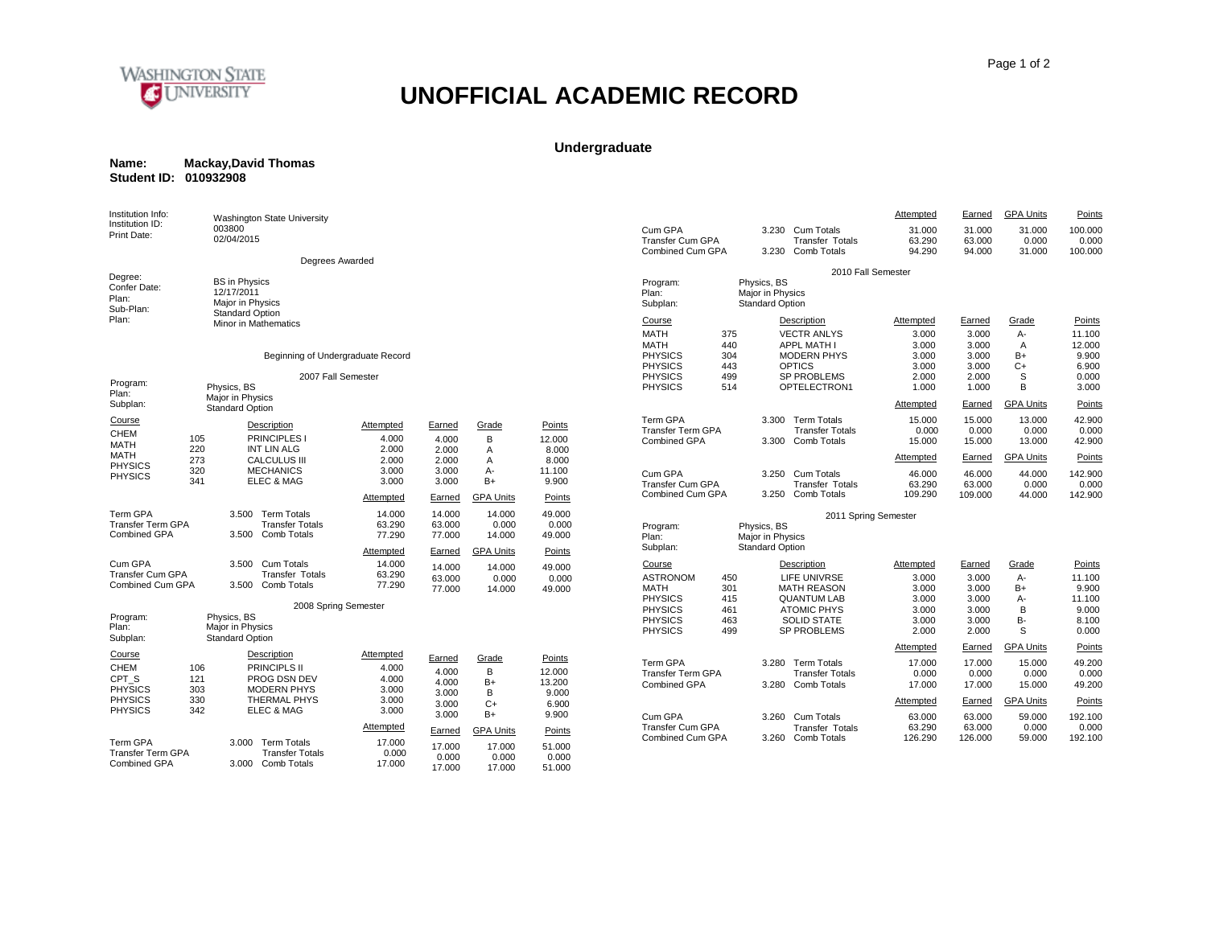Washington State University

# UNOFFICIAL ACADEMIC RECORD

## Undergraduate

**Name:** **Mackay,David Thomas**
**Student ID:** **010932908**

Institution Info: Washington State University
Institution ID: 003800
Print Date: 02/04/2015

### Degrees Awarded

Degree: BS in Physics
Confer Date: 12/17/2011
Plan: Major in Physics
Sub-Plan: Standard Option
Plan: Minor in Mathematics

### Beginning of Undergraduate Record

### 2007 Fall Semester

Program: Physics, BS
Plan: Major in Physics
Subplan: Standard Option

| Course | | Description | Attempted | Earned | Grade | Points |
|---|---|---|---|---|---|---|
| CHEM | 105 | PRINCIPLES I | 4.000 | 4.000 | B | 12.000 |
| MATH | 220 | INT LIN ALG | 2.000 | 2.000 | A | 8.000 |
| MATH | 273 | CALCULUS III | 2.000 | 2.000 | A | 8.000 |
| PHYSICS | 320 | MECHANICS | 3.000 | 3.000 | A- | 11.100 |
| PHYSICS | 341 | ELEC & MAG | 3.000 | 3.000 | B+ | 9.900 |

| | | | Attempted | Earned | GPA Units | Points |
|---|---|---|---|---|---|---|
| Term GPA | 3.500 | Term Totals | 14.000 | 14.000 | 14.000 | 49.000 |
| Transfer Term GPA | | Transfer Totals | 63.290 | 63.000 | 0.000 | 0.000 |
| Combined GPA | 3.500 | Comb Totals | 77.290 | 77.000 | 14.000 | 49.000 |

| | | | Attempted | Earned | GPA Units | Points |
|---|---|---|---|---|---|---|
| Cum GPA | 3.500 | Cum Totals | 14.000 | 14.000 | 14.000 | 49.000 |
| Transfer Cum GPA | | Transfer Totals | 63.290 | 63.000 | 0.000 | 0.000 |
| Combined Cum GPA | 3.500 | Comb Totals | 77.290 | 77.000 | 14.000 | 49.000 |

### 2008 Spring Semester

Program: Physics, BS
Plan: Major in Physics
Subplan: Standard Option

| Course | | Description | Attempted | Earned | Grade | Points |
|---|---|---|---|---|---|---|
| CHEM | 106 | PRINCIPLS II | 4.000 | 4.000 | B | 12.000 |
| CPT_S | 121 | PROG DSN DEV | 4.000 | 4.000 | B+ | 13.200 |
| PHYSICS | 303 | MODERN PHYS | 3.000 | 3.000 | B | 9.000 |
| PHYSICS | 330 | THERMAL PHYS | 3.000 | 3.000 | C+ | 6.900 |
| PHYSICS | 342 | ELEC & MAG | 3.000 | 3.000 | B+ | 9.900 |

| | | | Attempted | Earned | GPA Units | Points |
|---|---|---|---|---|---|---|
| Term GPA | 3.000 | Term Totals | 17.000 | 17.000 | 17.000 | 51.000 |
| Transfer Term GPA | | Transfer Totals | 0.000 | 0.000 | 0.000 | 0.000 |
| Combined GPA | 3.000 | Comb Totals | 17.000 | 17.000 | 17.000 | 51.000 |

| | | | Attempted | Earned | GPA Units | Points |
|---|---|---|---|---|---|---|
| Cum GPA | 3.230 | Cum Totals | 31.000 | 31.000 | 31.000 | 100.000 |
| Transfer Cum GPA | | Transfer Totals | 63.290 | 63.000 | 0.000 | 0.000 |
| Combined Cum GPA | 3.230 | Comb Totals | 94.290 | 94.000 | 31.000 | 100.000 |

### 2010 Fall Semester

Program: Physics, BS
Plan: Major in Physics
Subplan: Standard Option

| Course | | Description | Attempted | Earned | Grade | Points |
|---|---|---|---|---|---|---|
| MATH | 375 | VECTR ANLYS | 3.000 | 3.000 | A- | 11.100 |
| MATH | 440 | APPL MATH I | 3.000 | 3.000 | A | 12.000 |
| PHYSICS | 304 | MODERN PHYS | 3.000 | 3.000 | B+ | 9.900 |
| PHYSICS | 443 | OPTICS | 3.000 | 3.000 | C+ | 6.900 |
| PHYSICS | 499 | SP PROBLEMS | 2.000 | 2.000 | S | 0.000 |
| PHYSICS | 514 | OPTELECTRON1 | 1.000 | 1.000 | B | 3.000 |

| | | | Attempted | Earned | GPA Units | Points |
|---|---|---|---|---|---|---|
| Term GPA | 3.300 | Term Totals | 15.000 | 15.000 | 13.000 | 42.900 |
| Transfer Term GPA | | Transfer Totals | 0.000 | 0.000 | 0.000 | 0.000 |
| Combined GPA | 3.300 | Comb Totals | 15.000 | 15.000 | 13.000 | 42.900 |

| | | | Attempted | Earned | GPA Units | Points |
|---|---|---|---|---|---|---|
| Cum GPA | 3.250 | Cum Totals | 46.000 | 46.000 | 44.000 | 142.900 |
| Transfer Cum GPA | | Transfer Totals | 63.290 | 63.000 | 0.000 | 0.000 |
| Combined Cum GPA | 3.250 | Comb Totals | 109.290 | 109.000 | 44.000 | 142.900 |

### 2011 Spring Semester

Program: Physics, BS
Plan: Major in Physics
Subplan: Standard Option

| Course | | Description | Attempted | Earned | Grade | Points |
|---|---|---|---|---|---|---|
| ASTRONOM | 450 | LIFE UNIVRSE | 3.000 | 3.000 | A- | 11.100 |
| MATH | 301 | MATH REASON | 3.000 | 3.000 | B+ | 9.900 |
| PHYSICS | 415 | QUANTUM LAB | 3.000 | 3.000 | A- | 11.100 |
| PHYSICS | 461 | ATOMIC PHYS | 3.000 | 3.000 | B | 9.000 |
| PHYSICS | 463 | SOLID STATE | 3.000 | 3.000 | B- | 8.100 |
| PHYSICS | 499 | SP PROBLEMS | 2.000 | 2.000 | S | 0.000 |

| | | | Attempted | Earned | GPA Units | Points |
|---|---|---|---|---|---|---|
| Term GPA | 3.280 | Term Totals | 17.000 | 17.000 | 15.000 | 49.200 |
| Transfer Term GPA | | Transfer Totals | 0.000 | 0.000 | 0.000 | 0.000 |
| Combined GPA | 3.280 | Comb Totals | 17.000 | 17.000 | 15.000 | 49.200 |

| | | | Attempted | Earned | GPA Units | Points |
|---|---|---|---|---|---|---|
| Cum GPA | 3.260 | Cum Totals | 63.000 | 63.000 | 59.000 | 192.100 |
| Transfer Cum GPA | | Transfer Totals | 63.290 | 63.000 | 0.000 | 0.000 |
| Combined Cum GPA | 3.260 | Comb Totals | 126.290 | 126.000 | 59.000 | 192.100 |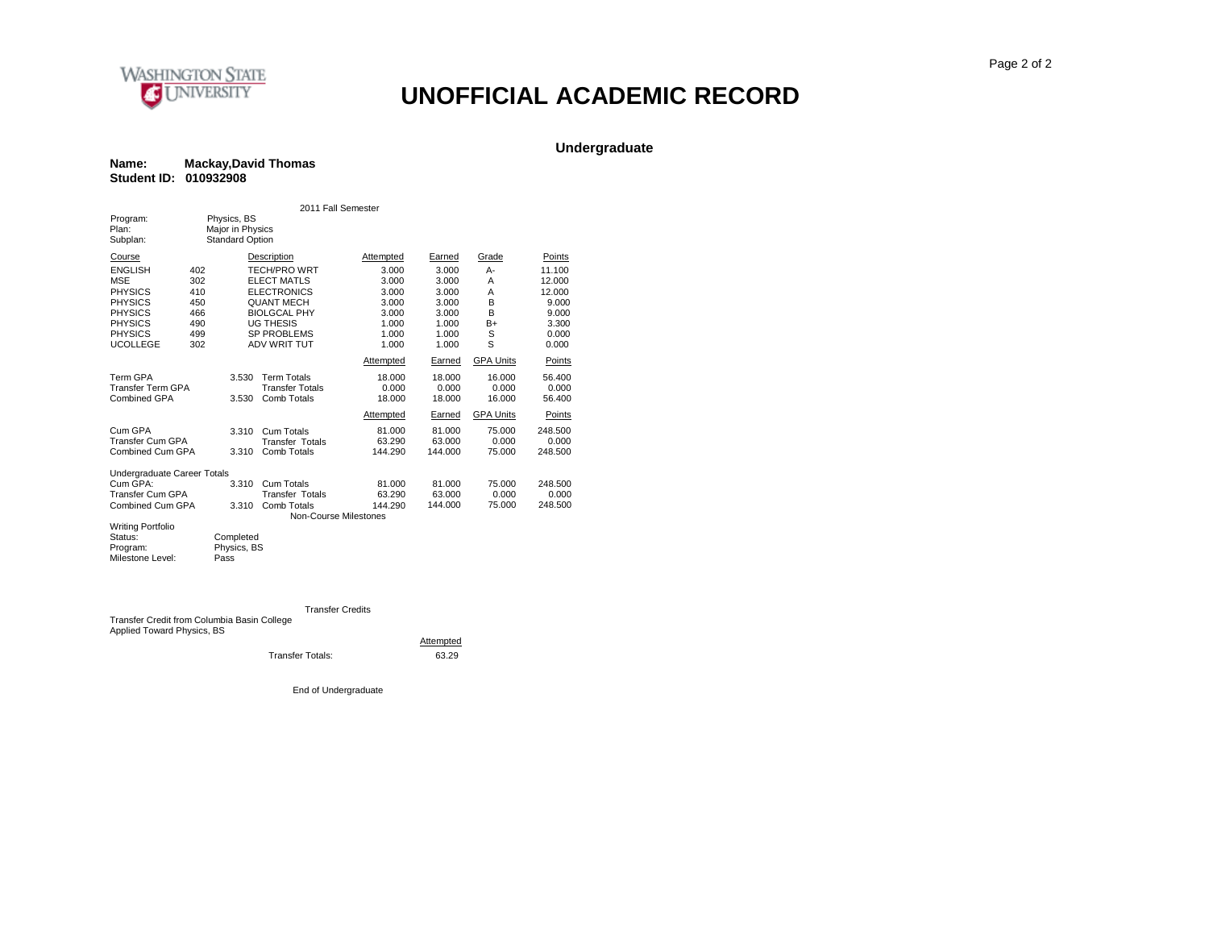WASHINGTON STATE UNIVERSITY

# UNOFFICIAL ACADEMIC RECORD

### Undergraduate

**Name:** **Mackay,David Thomas**
**Student ID:** **010932908**

2011 Fall Semester

| | |
|---|---|
| Program: | Physics, BS |
| Plan: | Major in Physics |
| Subplan: | Standard Option |

| Course | | Description | Attempted | Earned | Grade | Points |
|---|---|---|---|---|---|---|
| ENGLISH | 402 | TECH/PRO WRT | 3.000 | 3.000 | A- | 11.100 |
| MSE | 302 | ELECT MATLS | 3.000 | 3.000 | A | 12.000 |
| PHYSICS | 410 | ELECTRONICS | 3.000 | 3.000 | A | 12.000 |
| PHYSICS | 450 | QUANT MECH | 3.000 | 3.000 | B | 9.000 |
| PHYSICS | 466 | BIOLGCAL PHY | 3.000 | 3.000 | B | 9.000 |
| PHYSICS | 490 | UG THESIS | 1.000 | 1.000 | B+ | 3.300 |
| PHYSICS | 499 | SP PROBLEMS | 1.000 | 1.000 | S | 0.000 |
| UCOLLEGE | 302 | ADV WRIT TUT | 1.000 | 1.000 | S | 0.000 |

| | | | Attempted | Earned | GPA Units | Points |
|---|---|---|---|---|---|---|
| Term GPA | 3.530 | Term Totals | 18.000 | 18.000 | 16.000 | 56.400 |
| Transfer Term GPA | | Transfer Totals | 0.000 | 0.000 | 0.000 | 0.000 |
| Combined GPA | 3.530 | Comb Totals | 18.000 | 18.000 | 16.000 | 56.400 |

| | | | Attempted | Earned | GPA Units | Points |
|---|---|---|---|---|---|---|
| Cum GPA | 3.310 | Cum Totals | 81.000 | 81.000 | 75.000 | 248.500 |
| Transfer Cum GPA | | Transfer Totals | 63.290 | 63.000 | 0.000 | 0.000 |
| Combined Cum GPA | 3.310 | Comb Totals | 144.290 | 144.000 | 75.000 | 248.500 |

Undergraduate Career Totals

| | | | | | | |
|---|---|---|---|---|---|---|
| Cum GPA: | 3.310 | Cum Totals | 81.000 | 81.000 | 75.000 | 248.500 |
| Transfer Cum GPA | | Transfer Totals | 63.290 | 63.000 | 0.000 | 0.000 |
| Combined Cum GPA | 3.310 | Comb Totals | 144.290 | 144.000 | 75.000 | 248.500 |

Non-Course Milestones

Writing Portfolio

| | |
|---|---|
| Status: | Completed |
| Program: | Physics, BS |
| Milestone Level: | Pass |

Transfer Credits

Transfer Credit from Columbia Basin College
Applied Toward Physics, BS

| | Attempted |
|---|---|
| Transfer Totals: | 63.29 |

End of Undergraduate